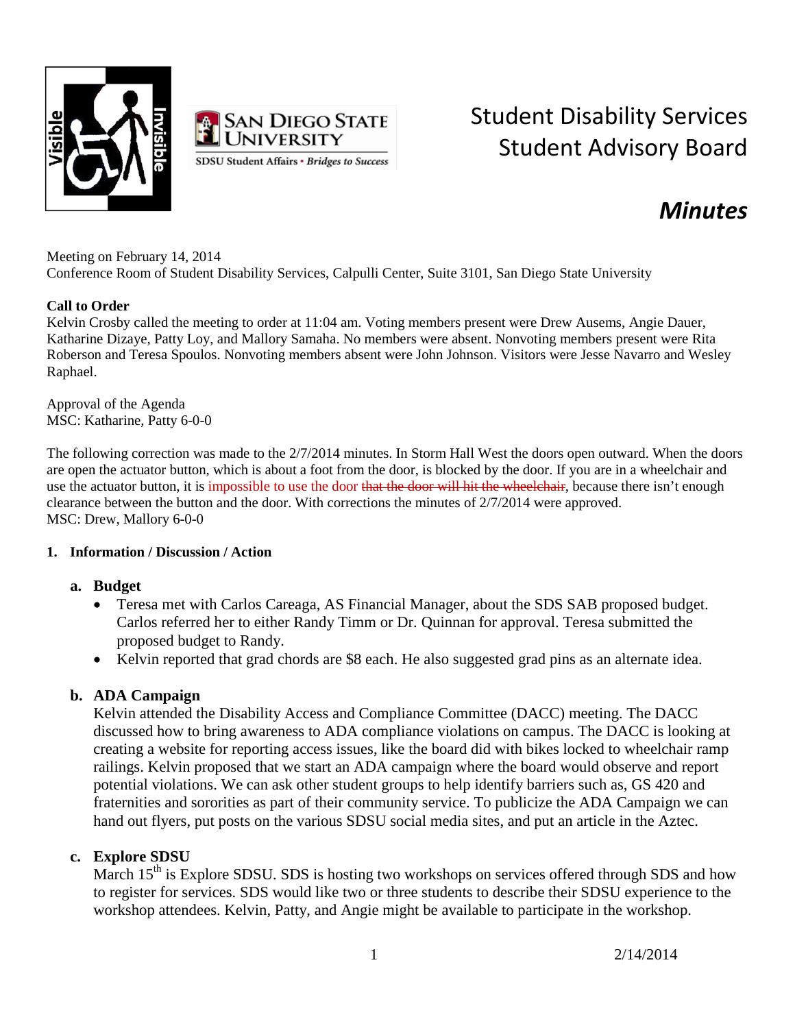# Student Disability Services Student Advisory Board

## *Minutes*

Meeting on February 14, 2014
Conference Room of Student Disability Services, Calpulli Center, Suite 3101, San Diego State University

**Call to Order**
Kelvin Crosby called the meeting to order at 11:04 am. Voting members present were Drew Ausems, Angie Dauer, Katharine Dizaye, Patty Loy, and Mallory Samaha. No members were absent. Nonvoting members present were Rita Roberson and Teresa Spoulos. Nonvoting members absent were John Johnson. Visitors were Jesse Navarro and Wesley Raphael.

Approval of the Agenda
MSC: Katharine, Patty 6-0-0

The following correction was made to the 2/7/2014 minutes. In Storm Hall West the doors open outward. When the doors are open the actuator button, which is about a foot from the door, is blocked by the door. If you are in a wheelchair and use the actuator button, it is impossible to use the door ~~that the door will hit the wheelchair~~, because there isn't enough clearance between the button and the door. With corrections the minutes of 2/7/2014 were approved.
MSC: Drew, Mallory 6-0-0

**1. Information / Discussion / Action**

**a. Budget**

- Teresa met with Carlos Careaga, AS Financial Manager, about the SDS SAB proposed budget. Carlos referred her to either Randy Timm or Dr. Quinnan for approval. Teresa submitted the proposed budget to Randy.
- Kelvin reported that grad chords are $8 each. He also suggested grad pins as an alternate idea.

**b. ADA Campaign**

Kelvin attended the Disability Access and Compliance Committee (DACC) meeting. The DACC discussed how to bring awareness to ADA compliance violations on campus. The DACC is looking at creating a website for reporting access issues, like the board did with bikes locked to wheelchair ramp railings. Kelvin proposed that we start an ADA campaign where the board would observe and report potential violations. We can ask other student groups to help identify barriers such as, GS 420 and fraternities and sororities as part of their community service. To publicize the ADA Campaign we can hand out flyers, put posts on the various SDSU social media sites, and put an article in the Aztec.

**c. Explore SDSU**

March 15th is Explore SDSU. SDS is hosting two workshops on services offered through SDS and how to register for services. SDS would like two or three students to describe their SDSU experience to the workshop attendees. Kelvin, Patty, and Angie might be available to participate in the workshop.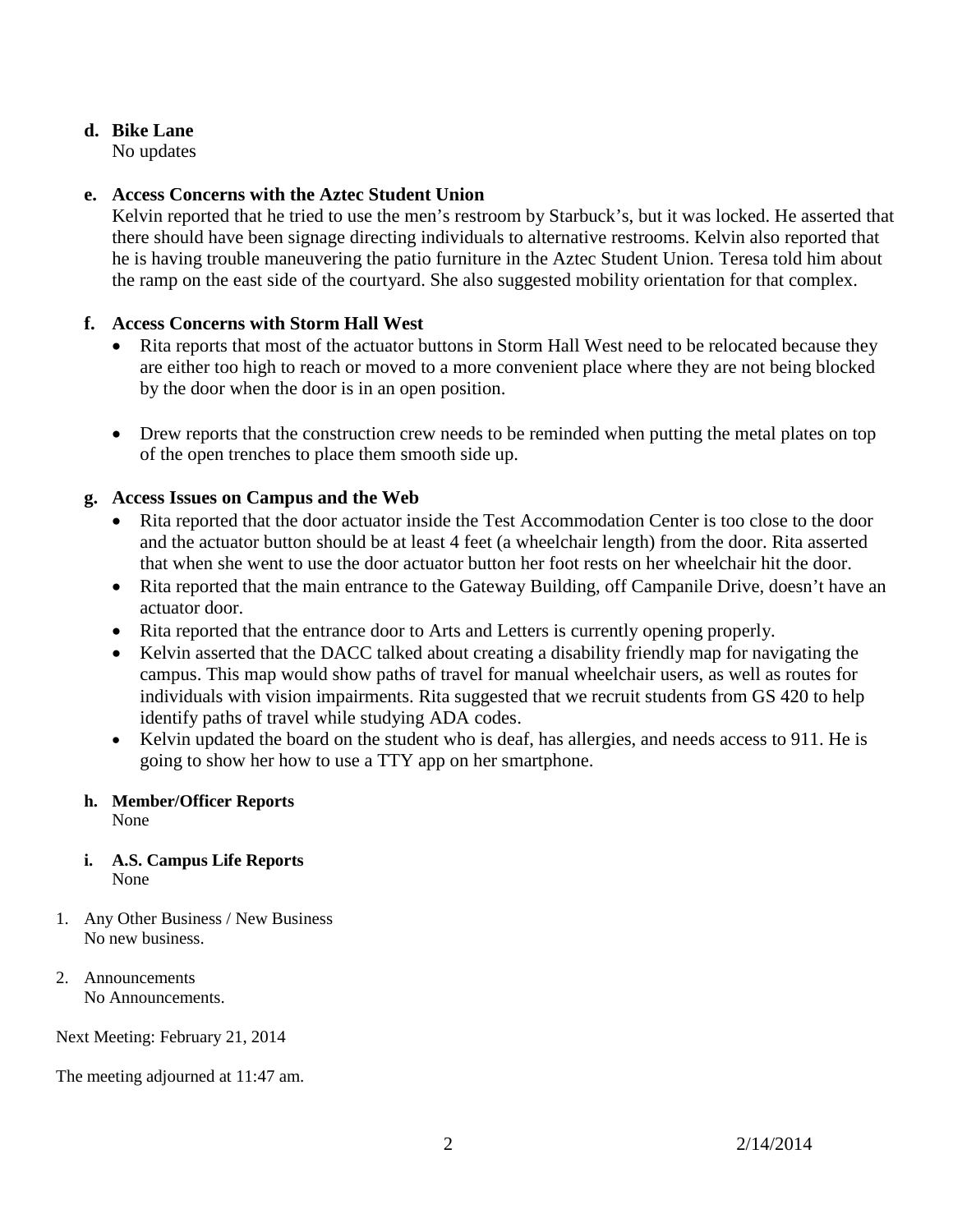d. **Bike Lane**
   No updates

e. **Access Concerns with the Aztec Student Union**
   Kelvin reported that he tried to use the men's restroom by Starbuck's, but it was locked. He asserted that there should have been signage directing individuals to alternative restrooms. Kelvin also reported that he is having trouble maneuvering the patio furniture in the Aztec Student Union. Teresa told him about the ramp on the east side of the courtyard. She also suggested mobility orientation for that complex.

f. **Access Concerns with Storm Hall West**
   - Rita reports that most of the actuator buttons in Storm Hall West need to be relocated because they are either too high to reach or moved to a more convenient place where they are not being blocked by the door when the door is in an open position.
   - Drew reports that the construction crew needs to be reminded when putting the metal plates on top of the open trenches to place them smooth side up.

g. **Access Issues on Campus and the Web**
   - Rita reported that the door actuator inside the Test Accommodation Center is too close to the door and the actuator button should be at least 4 feet (a wheelchair length) from the door. Rita asserted that when she went to use the door actuator button her foot rests on her wheelchair hit the door.
   - Rita reported that the main entrance to the Gateway Building, off Campanile Drive, doesn't have an actuator door.
   - Rita reported that the entrance door to Arts and Letters is currently opening properly.
   - Kelvin asserted that the DACC talked about creating a disability friendly map for navigating the campus. This map would show paths of travel for manual wheelchair users, as well as routes for individuals with vision impairments. Rita suggested that we recruit students from GS 420 to help identify paths of travel while studying ADA codes.
   - Kelvin updated the board on the student who is deaf, has allergies, and needs access to 911. He is going to show her how to use a TTY app on her smartphone.

h. **Member/Officer Reports**
   None

i. **A.S. Campus Life Reports**
   None

1. Any Other Business / New Business
   No new business.

2. Announcements
   No Announcements.

Next Meeting: February 21, 2014

The meeting adjourned at 11:47 am.